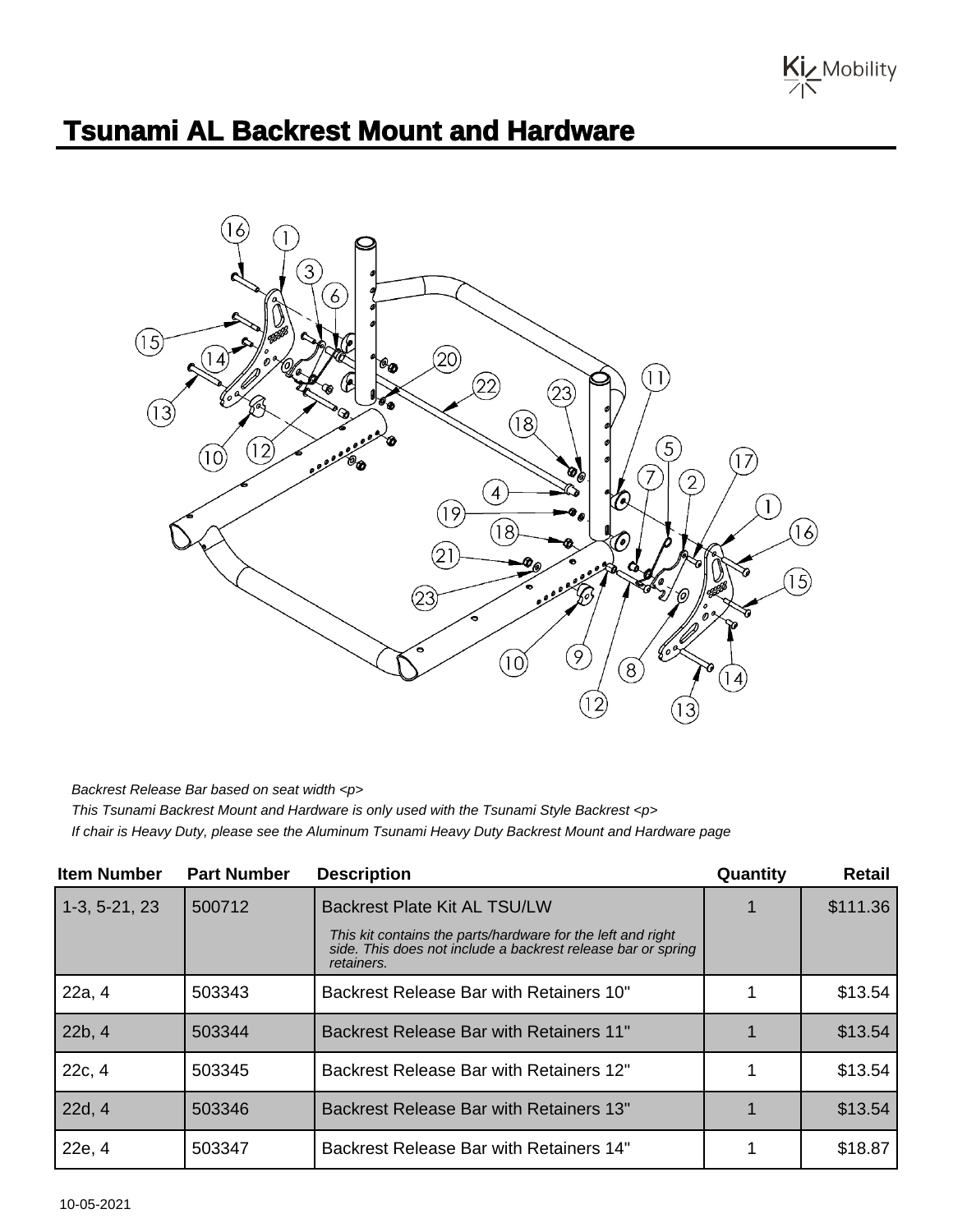# Tsunami AL Backrest Mount and Hardware

*Backrest Release Bar based on seat width <p>*

*This Tsunami Backrest Mount and Hardware is only used with the Tsunami Style Backrest <p>*

*If chair is Heavy Duty, please see the Aluminum Tsunami Heavy Duty Backrest Mount and Hardware page*

| Item Number | Part Number | Description | Quantity | Retail |
|---|---|---|---|---|
| 1-3, 5-21, 23 | 500712 | Backrest Plate Kit AL TSU/LW<br>*This kit contains the parts/hardware for the left and right side. This does not include a backrest release bar or spring retainers.* | 1 | $111.36 |
| 22a, 4 | 503343 | Backrest Release Bar with Retainers 10" | 1 | $13.54 |
| 22b, 4 | 503344 | Backrest Release Bar with Retainers 11" | 1 | $13.54 |
| 22c, 4 | 503345 | Backrest Release Bar with Retainers 12" | 1 | $13.54 |
| 22d, 4 | 503346 | Backrest Release Bar with Retainers 13" | 1 | $13.54 |
| 22e, 4 | 503347 | Backrest Release Bar with Retainers 14" | 1 | $18.87 |

10-05-2021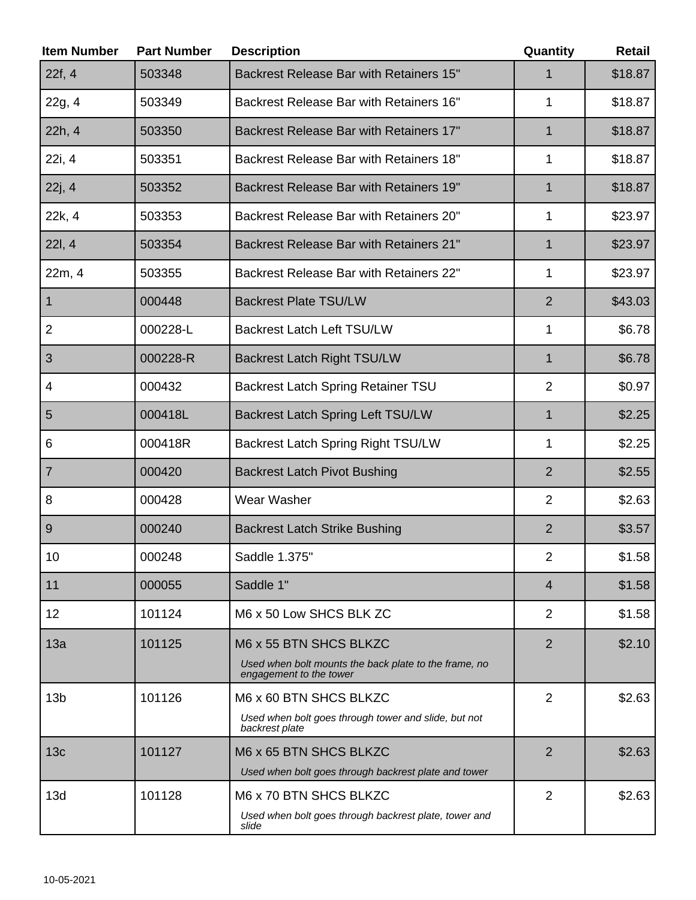| Item Number | Part Number | Description | Quantity | Retail |
|---|---|---|---|---|
| 22f, 4 | 503348 | Backrest Release Bar with Retainers 15" | 1 | $18.87 |
| 22g, 4 | 503349 | Backrest Release Bar with Retainers 16" | 1 | $18.87 |
| 22h, 4 | 503350 | Backrest Release Bar with Retainers 17" | 1 | $18.87 |
| 22i, 4 | 503351 | Backrest Release Bar with Retainers 18" | 1 | $18.87 |
| 22j, 4 | 503352 | Backrest Release Bar with Retainers 19" | 1 | $18.87 |
| 22k, 4 | 503353 | Backrest Release Bar with Retainers 20" | 1 | $23.97 |
| 22l, 4 | 503354 | Backrest Release Bar with Retainers 21" | 1 | $23.97 |
| 22m, 4 | 503355 | Backrest Release Bar with Retainers 22" | 1 | $23.97 |
| 1 | 000448 | Backrest Plate TSU/LW | 2 | $43.03 |
| 2 | 000228-L | Backrest Latch Left TSU/LW | 1 | $6.78 |
| 3 | 000228-R | Backrest Latch Right TSU/LW | 1 | $6.78 |
| 4 | 000432 | Backrest Latch Spring Retainer TSU | 2 | $0.97 |
| 5 | 000418L | Backrest Latch Spring Left TSU/LW | 1 | $2.25 |
| 6 | 000418R | Backrest Latch Spring Right TSU/LW | 1 | $2.25 |
| 7 | 000420 | Backrest Latch Pivot Bushing | 2 | $2.55 |
| 8 | 000428 | Wear Washer | 2 | $2.63 |
| 9 | 000240 | Backrest Latch Strike Bushing | 2 | $3.57 |
| 10 | 000248 | Saddle 1.375" | 2 | $1.58 |
| 11 | 000055 | Saddle 1" | 4 | $1.58 |
| 12 | 101124 | M6 x 50 Low SHCS BLK ZC | 2 | $1.58 |
| 13a | 101125 | M6 x 55 BTN SHCS BLKZC<br>*Used when bolt mounts the back plate to the frame, no engagement to the tower* | 2 | $2.10 |
| 13b | 101126 | M6 x 60 BTN SHCS BLKZC<br>*Used when bolt goes through tower and slide, but not backrest plate* | 2 | $2.63 |
| 13c | 101127 | M6 x 65 BTN SHCS BLKZC<br>*Used when bolt goes through backrest plate and tower* | 2 | $2.63 |
| 13d | 101128 | M6 x 70 BTN SHCS BLKZC<br>*Used when bolt goes through backrest plate, tower and slide* | 2 | $2.63 |

10-05-2021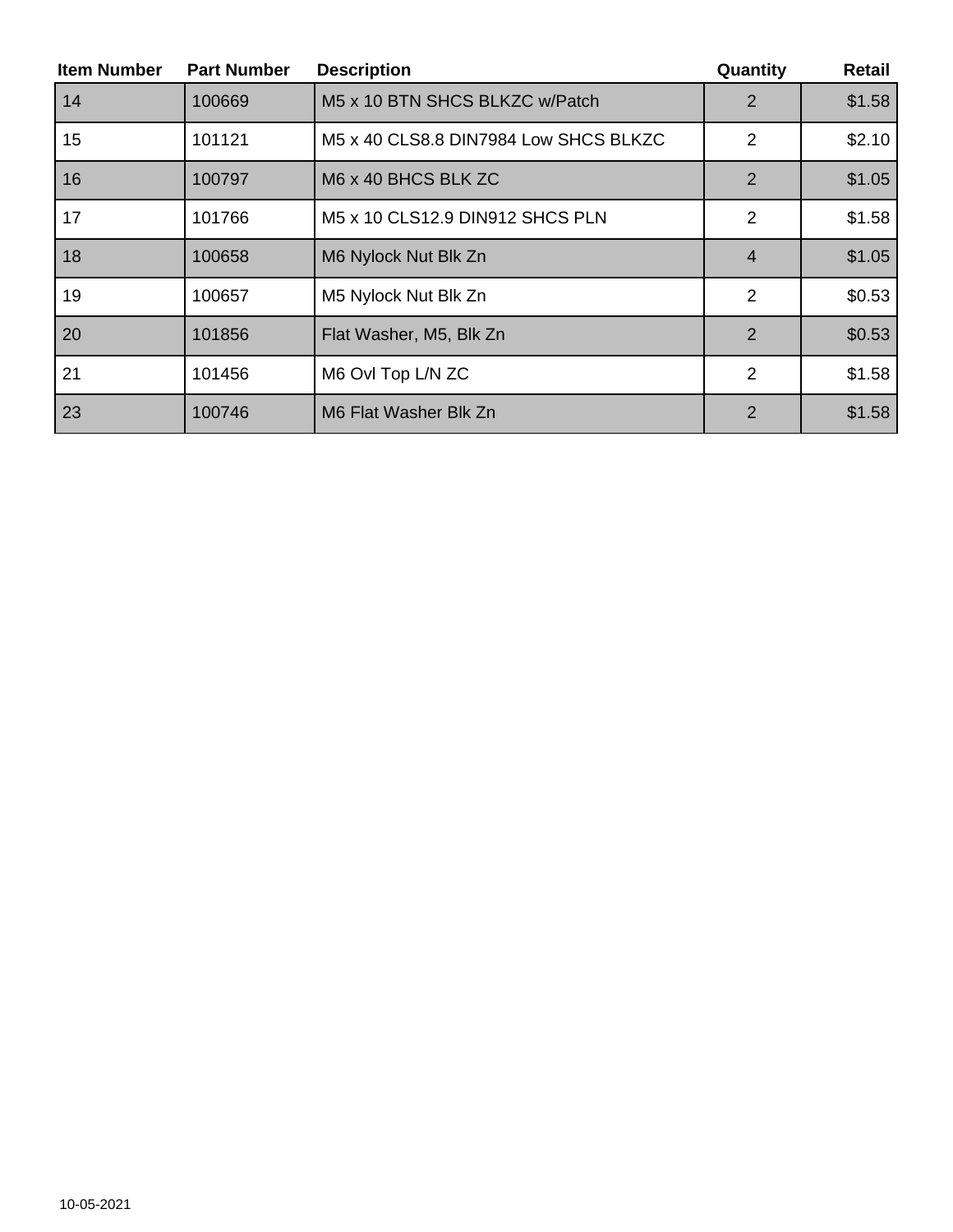| Item Number | Part Number | Description | Quantity | Retail |
|---|---|---|---|---|
| 14 | 100669 | M5 x 10 BTN SHCS BLKZC w/Patch | 2 | $1.58 |
| 15 | 101121 | M5 x 40 CLS8.8 DIN7984 Low SHCS BLKZC | 2 | $2.10 |
| 16 | 100797 | M6 x 40 BHCS BLK ZC | 2 | $1.05 |
| 17 | 101766 | M5 x 10 CLS12.9 DIN912 SHCS PLN | 2 | $1.58 |
| 18 | 100658 | M6 Nylock Nut Blk Zn | 4 | $1.05 |
| 19 | 100657 | M5 Nylock Nut Blk Zn | 2 | $0.53 |
| 20 | 101856 | Flat Washer, M5, Blk Zn | 2 | $0.53 |
| 21 | 101456 | M6 Ovl Top L/N ZC | 2 | $1.58 |
| 23 | 100746 | M6 Flat Washer Blk Zn | 2 | $1.58 |

10-05-2021